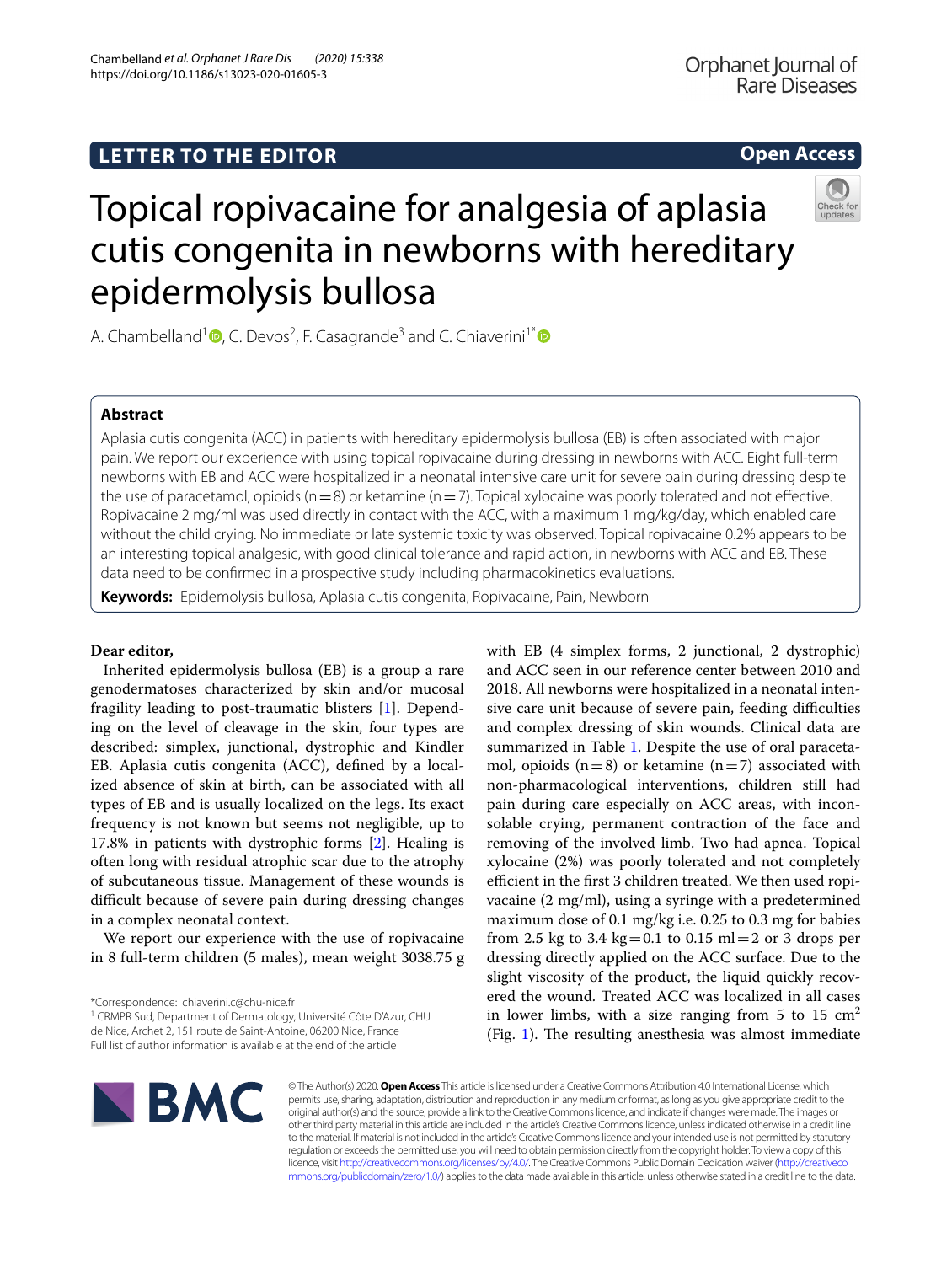LETTER TO THE EDITOR

Open Access

# Topical ropivacaine for analgesia of aplasia cutis congenita in newborns with hereditary epidermolysis bullosa

A. Chambelland[1], C. Devos[2], F. Casagrande[3] and C. Chiaverini[1*]

## Abstract

Aplasia cutis congenita (ACC) in patients with hereditary epidermolysis bullosa (EB) is often associated with major pain. We report our experience with using topical ropivacaine during dressing in newborns with ACC. Eight full-term newborns with EB and ACC were hospitalized in a neonatal intensive care unit for severe pain during dressing despite the use of paracetamol, opioids (n = 8) or ketamine (n = 7). Topical xylocaine was poorly tolerated and not effective. Ropivacaine 2 mg/ml was used directly in contact with the ACC, with a maximum 1 mg/kg/day, which enabled care without the child crying. No immediate or late systemic toxicity was observed. Topical ropivacaine 0.2% appears to be an interesting topical analgesic, with good clinical tolerance and rapid action, in newborns with ACC and EB. These data need to be confirmed in a prospective study including pharmacokinetics evaluations.

**Keywords:** Epidemolysis bullosa, Aplasia cutis congenita, Ropivacaine, Pain, Newborn

**Dear editor,**

Inherited epidermolysis bullosa (EB) is a group a rare genodermatoses characterized by skin and/or mucosal fragility leading to post-traumatic blisters [1]. Depending on the level of cleavage in the skin, four types are described: simplex, junctional, dystrophic and Kindler EB. Aplasia cutis congenita (ACC), defined by a localized absence of skin at birth, can be associated with all types of EB and is usually localized on the legs. Its exact frequency is not known but seems not negligible, up to 17.8% in patients with dystrophic forms [2]. Healing is often long with residual atrophic scar due to the atrophy of subcutaneous tissue. Management of these wounds is difficult because of severe pain during dressing changes in a complex neonatal context.

We report our experience with the use of ropivacaine in 8 full-term children (5 males), mean weight 3038.75 g with EB (4 simplex forms, 2 junctional, 2 dystrophic) and ACC seen in our reference center between 2010 and 2018. All newborns were hospitalized in a neonatal intensive care unit because of severe pain, feeding difficulties and complex dressing of skin wounds. Clinical data are summarized in Table 1. Despite the use of oral paracetamol, opioids (n = 8) or ketamine (n = 7) associated with non-pharmacological interventions, children still had pain during care especially on ACC areas, with inconsolable crying, permanent contraction of the face and removing of the involved limb. Two had apnea. Topical xylocaine (2%) was poorly tolerated and not completely efficient in the first 3 children treated. We then used ropivacaine (2 mg/ml), using a syringe with a predetermined maximum dose of 0.1 mg/kg i.e. 0.25 to 0.3 mg for babies from 2.5 kg to 3.4 kg = 0.1 to 0.15 ml = 2 or 3 drops per dressing directly applied on the ACC surface. Due to the slight viscosity of the product, the liquid quickly recovered the wound. Treated ACC was localized in all cases in lower limbs, with a size ranging from 5 to 15 $cm^2$ (Fig. 1). The resulting anesthesia was almost immediate

*Correspondence: chiaverini.c@chu-nice.fr
[1] CRMPR Sud, Department of Dermatology, Université Côte D'Azur, CHU de Nice, Archet 2, 151 route de Saint-Antoine, 06200 Nice, France
Full list of author information is available at the end of the article

© The Author(s) 2020. **Open Access** This article is licensed under a Creative Commons Attribution 4.0 International License, which permits use, sharing, adaptation, distribution and reproduction in any medium or format, as long as you give appropriate credit to the original author(s) and the source, provide a link to the Creative Commons licence, and indicate if changes were made. The images or other third party material in this article are included in the article's Creative Commons licence, unless indicated otherwise in a credit line to the material. If material is not included in the article's Creative Commons licence and your intended use is not permitted by statutory regulation or exceeds the permitted use, you will need to obtain permission directly from the copyright holder. To view a copy of this licence, visit http://creativecommons.org/licenses/by/4.0/. The Creative Commons Public Domain Dedication waiver (http://creativecommons.org/publicdomain/zero/1.0/) applies to the data made available in this article, unless otherwise stated in a credit line to the data.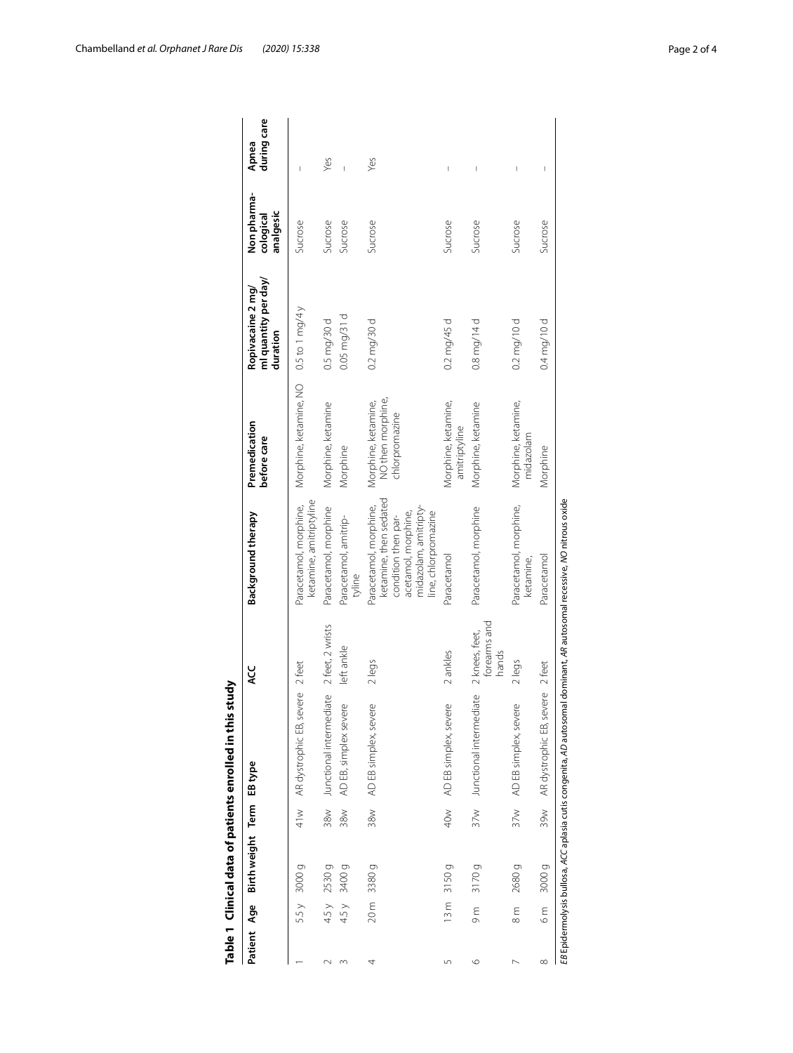**Table 1 Clinical data of patients enrolled in this study**

| Patient | Age | Birth weight | Term | EB type | ACC | Background therapy | Premedication before care | Ropivacaine 2 mg/ml quantity per day/duration | Non pharmacological analgesic | Apnea during care |
|---|---|---|---|---|---|---|---|---|---|---|
| 1 | 5.5 y | 3000 g | 41w | AR dystrophic EB, severe | 2 feet | Paracetamol, morphine, ketamine, amitriptyline | Morphine, ketamine, NO | 0.5 to 1 mg/4 y | Sucrose | – |
| 2 | 4.5 y | 2530 g | 38w | Junctional intermediate | 2 feet, 2 wrists | Paracetamol, morphine | Morphine, ketamine | 0.5 mg/30 d | Sucrose | Yes |
| 3 | 4.5 y | 3400 g | 38w | AD EB, simplex severe | left ankle | Paracetamol, amitriptyline | Morphine | 0.05 mg/31 d | Sucrose | – |
| 4 | 20 m | 3380 g | 38w | AD EB simplex, severe | 2 legs | Paracetamol, morphine, ketamine, then sedated condition then paracetamol, morphine, midazolam, amitriptyline, chlorpromazine | Morphine, ketamine, NO then morphine, chlorpromazine | 0.2 mg/30 d | Sucrose | Yes |
| 5 | 13 m | 3150 g | 40w | AD EB simplex, severe | 2 ankles | Paracetamol | Morphine, ketamine, amitriptyline | 0.2 mg/45 d | Sucrose | – |
| 6 | 9 m | 3170 g | 37w | Junctional intermediate | 2 knees, feet, forearms and hands | Paracetamol, morphine | Morphine, ketamine | 0.8 mg/14 d | Sucrose | – |
| 7 | 8 m | 2680 g | 37w | AD EB simplex, severe | 2 legs | Paracetamol, morphine, ketamine, | Morphine, ketamine, midazolam | 0.2 mg/10 d | Sucrose | – |
| 8 | 6 m | 3000 g | 39w | AR dystrophic EB, severe | 2 feet | Paracetamol | Morphine | 0.4 mg/10 d | Sucrose | – |

*EB* Epidermolysis bullosa, *ACC* aplasia cutis congenita, *AD* autosomal dominant, *AR* autosomal recessive, *NO* nitrous oxide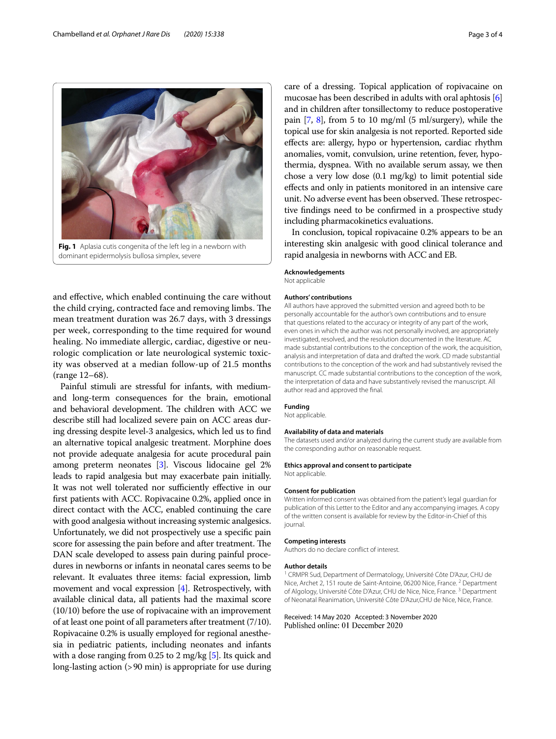Fig. 1 Aplasia cutis congenita of the left leg in a newborn with dominant epidermolysis bullosa simplex, severe

and effective, which enabled continuing the care without the child crying, contracted face and removing limbs. The mean treatment duration was 26.7 days, with 3 dressings per week, corresponding to the time required for wound healing. No immediate allergic, cardiac, digestive or neurologic complication or late neurological systemic toxicity was observed at a median follow-up of 21.5 months (range 12–68).

Painful stimuli are stressful for infants, with medium- and long-term consequences for the brain, emotional and behavioral development. The children with ACC we describe still had localized severe pain on ACC areas during dressing despite level-3 analgesics, which led us to find an alternative topical analgesic treatment. Morphine does not provide adequate analgesia for acute procedural pain among preterm neonates [3]. Viscous lidocaine gel 2% leads to rapid analgesia but may exacerbate pain initially. It was not well tolerated nor sufficiently effective in our first patients with ACC. Ropivacaine 0.2%, applied once in direct contact with the ACC, enabled continuing the care with good analgesia without increasing systemic analgesics. Unfortunately, we did not prospectively use a specific pain score for assessing the pain before and after treatment. The DAN scale developed to assess pain during painful procedures in newborns or infants in neonatal cares seems to be relevant. It evaluates three items: facial expression, limb movement and vocal expression [4]. Retrospectively, with available clinical data, all patients had the maximal score (10/10) before the use of ropivacaine with an improvement of at least one point of all parameters after treatment (7/10). Ropivacaine 0.2% is usually employed for regional anesthesia in pediatric patients, including neonates and infants with a dose ranging from 0.25 to 2 mg/kg [5]. Its quick and long-lasting action (>90 min) is appropriate for use during care of a dressing. Topical application of ropivacaine on mucosae has been described in adults with oral aphtosis [6] and in children after tonsillectomy to reduce postoperative pain [7, 8], from 5 to 10 mg/ml (5 ml/surgery), while the topical use for skin analgesia is not reported. Reported side effects are: allergy, hypo or hypertension, cardiac rhythm anomalies, vomit, convulsion, urine retention, fever, hypothermia, dyspnea. With no available serum assay, we then chose a very low dose (0.1 mg/kg) to limit potential side effects and only in patients monitored in an intensive care unit. No adverse event has been observed. These retrospective findings need to be confirmed in a prospective study including pharmacokinetics evaluations.

In conclusion, topical ropivacaine 0.2% appears to be an interesting skin analgesic with good clinical tolerance and rapid analgesia in newborns with ACC and EB.

#### Acknowledgements
Not applicable

#### Authors' contributions
All authors have approved the submitted version and agreed both to be personally accountable for the author's own contributions and to ensure that questions related to the accuracy or integrity of any part of the work, even ones in which the author was not personally involved, are appropriately investigated, resolved, and the resolution documented in the literature. AC made substantial contributions to the conception of the work, the acquisition, analysis and interpretation of data and drafted the work. CD made substantial contributions to the conception of the work and had substantively revised the manuscript. CC made substantial contributions to the conception of the work, the interpretation of data and have substantively revised the manuscript. All author read and approved the final.

#### Funding
Not applicable.

#### Availability of data and materials
The datasets used and/or analyzed during the current study are available from the corresponding author on reasonable request.

#### Ethics approval and consent to participate
Not applicable.

#### Consent for publication
Written informed consent was obtained from the patient's legal guardian for publication of this Letter to the Editor and any accompanying images. A copy of the written consent is available for review by the Editor-in-Chief of this journal.

#### Competing interests
Authors do no declare conflict of interest.

#### Author details
[1] CRMPR Sud, Department of Dermatology, Université Côte D'Azur, CHU de Nice, Archet 2, 151 route de Saint-Antoine, 06200 Nice, France. [2] Department of Algology, Université Côte D'Azur, CHU de Nice, Nice, France. [3] Department of Neonatal Reanimation, Université Côte D'Azur,CHU de Nice, Nice, France.

Received: 14 May 2020 Accepted: 3 November 2020
Published online: 01 December 2020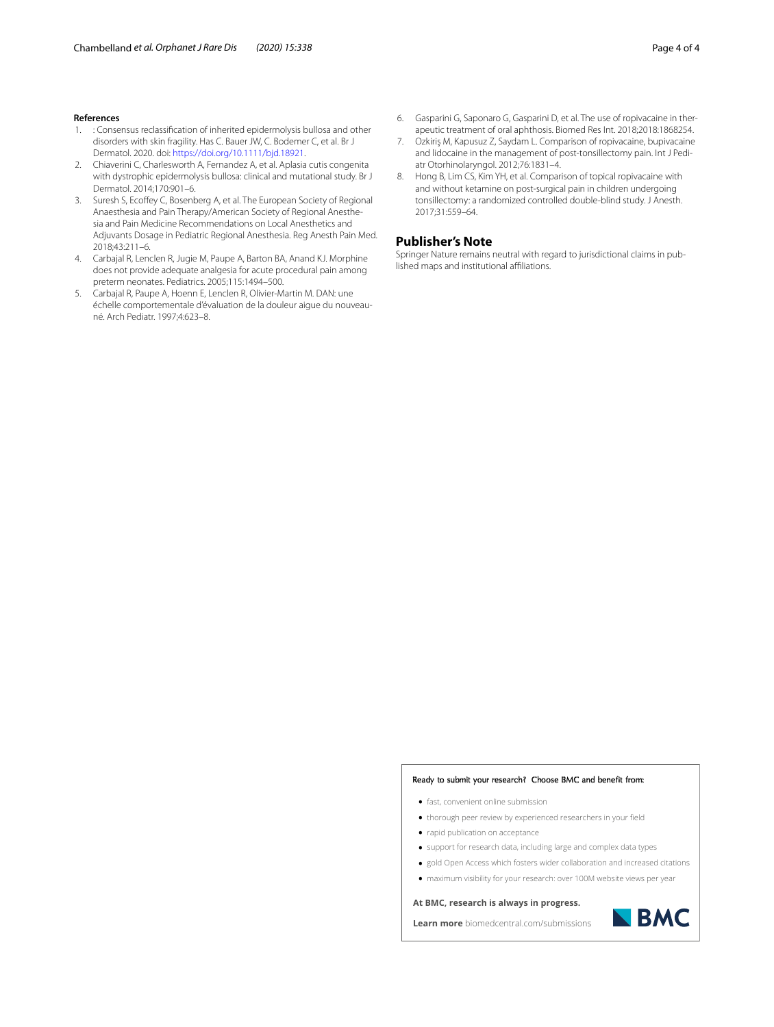### References

1. : Consensus reclassification of inherited epidermolysis bullosa and other disorders with skin fragility. Has C. Bauer JW, C. Bodemer C, et al. Br J Dermatol. 2020. doi: https://doi.org/10.1111/bjd.18921.
2. Chiaverini C, Charlesworth A, Fernandez A, et al. Aplasia cutis congenita with dystrophic epidermolysis bullosa: clinical and mutational study. Br J Dermatol. 2014;170:901–6.
3. Suresh S, Ecoffey C, Bosenberg A, et al. The European Society of Regional Anaesthesia and Pain Therapy/American Society of Regional Anesthesia and Pain Medicine Recommendations on Local Anesthetics and Adjuvants Dosage in Pediatric Regional Anesthesia. Reg Anesth Pain Med. 2018;43:211–6.
4. Carbajal R, Lenclen R, Jugie M, Paupe A, Barton BA, Anand KJ. Morphine does not provide adequate analgesia for acute procedural pain among preterm neonates. Pediatrics. 2005;115:1494–500.
5. Carbajal R, Paupe A, Hoenn E, Lenclen R, Olivier-Martin M. DAN: une échelle comportementale d'évaluation de la douleur aigue du nouveau-né. Arch Pediatr. 1997;4:623–8.
6. Gasparini G, Saponaro G, Gasparini D, et al. The use of ropivacaine in therapeutic treatment of oral aphthosis. Biomed Res Int. 2018;2018:1868254.
7. Ozkiriş M, Kapusuz Z, Saydam L. Comparison of ropivacaine, bupivacaine and lidocaine in the management of post-tonsillectomy pain. Int J Pediatr Otorhinolaryngol. 2012;76:1831–4.
8. Hong B, Lim CS, Kim YH, et al. Comparison of topical ropivacaine with and without ketamine on post-surgical pain in children undergoing tonsillectomy: a randomized controlled double-blind study. J Anesth. 2017;31:559–64.

## Publisher's Note

Springer Nature remains neutral with regard to jurisdictional claims in published maps and institutional affiliations.

Ready to submit your research? Choose BMC and benefit from:

- fast, convenient online submission
- thorough peer review by experienced researchers in your field
- rapid publication on acceptance
- support for research data, including large and complex data types
- gold Open Access which fosters wider collaboration and increased citations
- maximum visibility for your research: over 100M website views per year

**At BMC, research is always in progress.**

**Learn more** biomedcentral.com/submissions

BMC